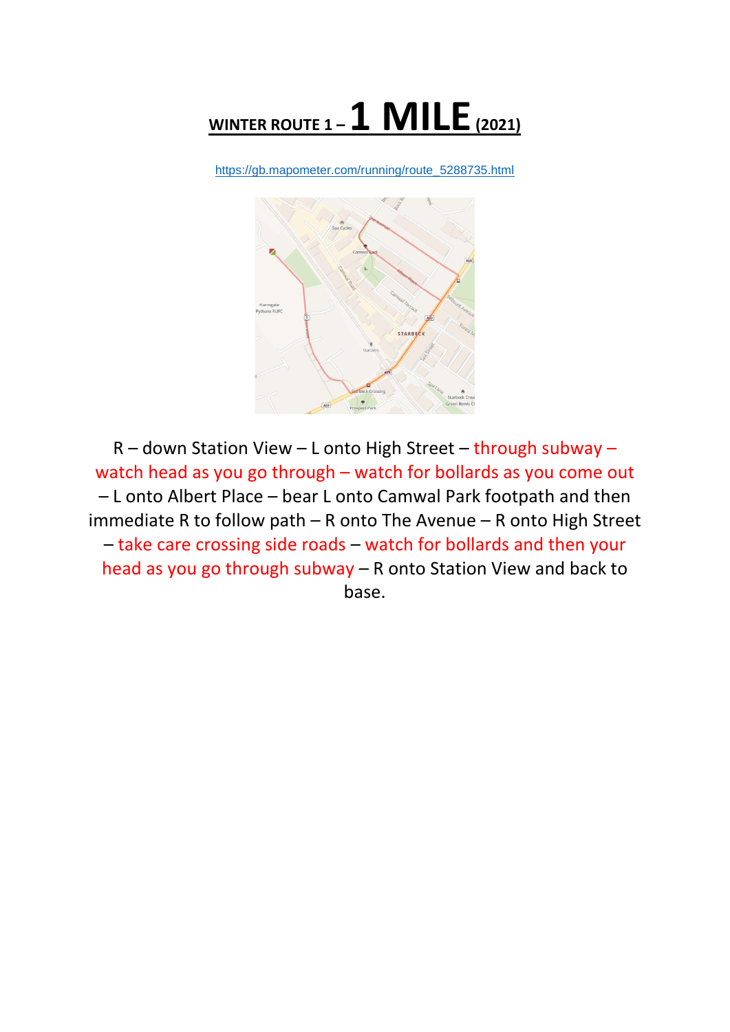# WINTER ROUTE 1 – 1 MILE (2021)

https://gb.mapometer.com/running/route_5288735.html

R – down Station View – L onto High Street – through subway – watch head as you go through – watch for bollards as you come out – L onto Albert Place – bear L onto Camwal Park footpath and then immediate R to follow path – R onto The Avenue – R onto High Street – take care crossing side roads – watch for bollards and then your head as you go through subway – R onto Station View and back to base.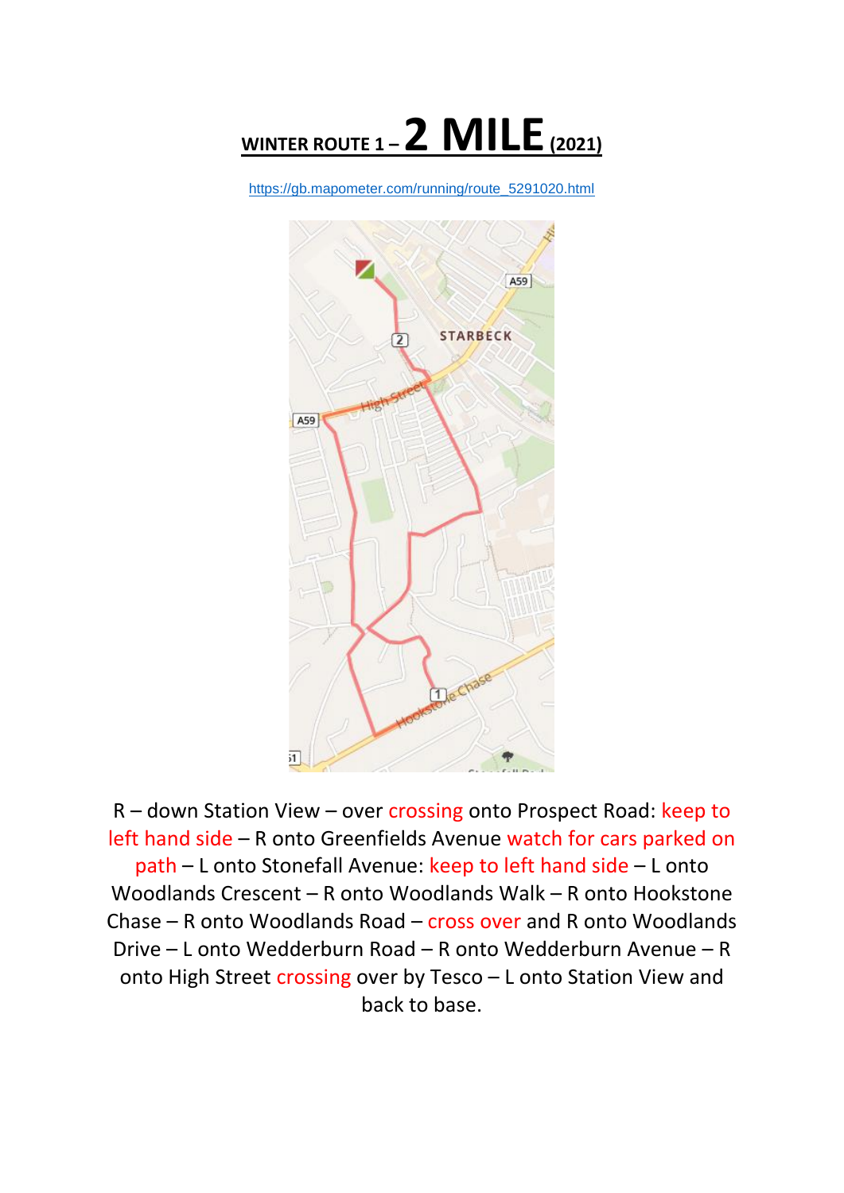# WINTER ROUTE 1 – 2 MILE (2021)

https://gb.mapometer.com/running/route_5291020.html

R – down Station View – over crossing onto Prospect Road: keep to left hand side – R onto Greenfields Avenue watch for cars parked on path – L onto Stonefall Avenue: keep to left hand side – L onto Woodlands Crescent – R onto Woodlands Walk – R onto Hookstone Chase – R onto Woodlands Road – cross over and R onto Woodlands Drive – L onto Wedderburn Road – R onto Wedderburn Avenue – R onto High Street crossing over by Tesco – L onto Station View and back to base.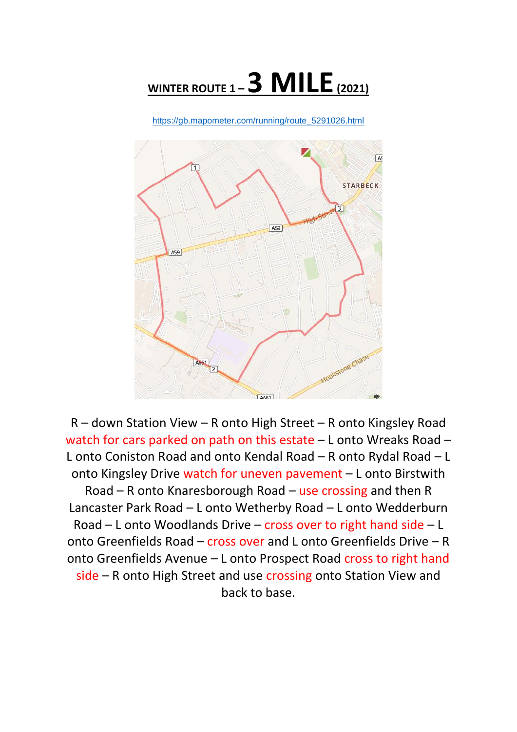# WINTER ROUTE 1 – 3 MILE (2021)

https://gb.mapometer.com/running/route_5291026.html

R – down Station View – R onto High Street – R onto Kingsley Road watch for cars parked on path on this estate – L onto Wreaks Road – L onto Coniston Road and onto Kendal Road – R onto Rydal Road – L onto Kingsley Drive watch for uneven pavement – L onto Birstwith Road – R onto Knaresborough Road – use crossing and then R Lancaster Park Road – L onto Wetherby Road – L onto Wedderburn Road – L onto Woodlands Drive – cross over to right hand side – L onto Greenfields Road – cross over and L onto Greenfields Drive – R onto Greenfields Avenue – L onto Prospect Road cross to right hand side – R onto High Street and use crossing onto Station View and back to base.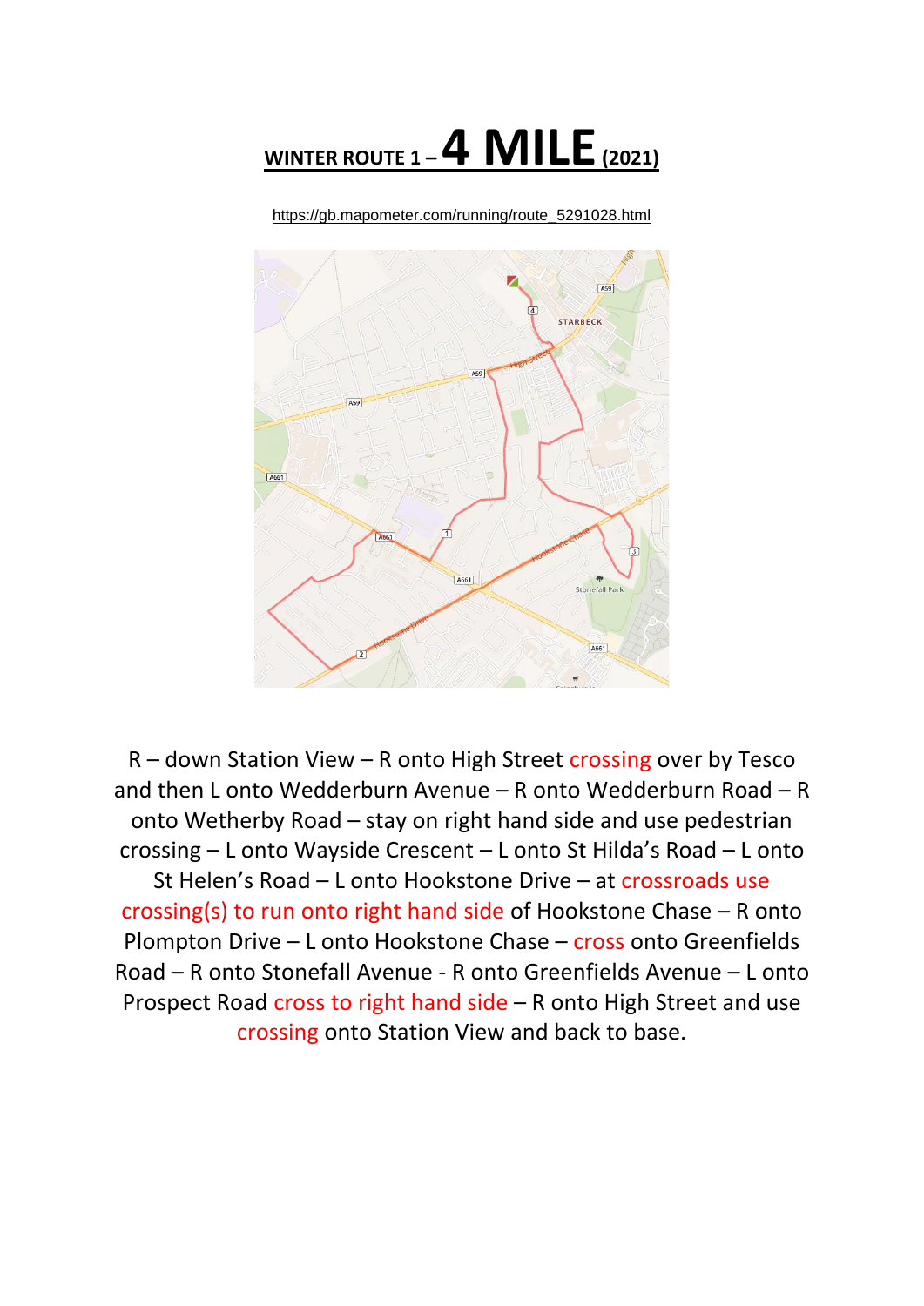# WINTER ROUTE 1 – 4 MILE (2021)

https://gb.mapometer.com/running/route_5291028.html

R – down Station View – R onto High Street crossing over by Tesco and then L onto Wedderburn Avenue – R onto Wedderburn Road – R onto Wetherby Road – stay on right hand side and use pedestrian crossing – L onto Wayside Crescent – L onto St Hilda's Road – L onto St Helen's Road – L onto Hookstone Drive – at crossroads use crossing(s) to run onto right hand side of Hookstone Chase – R onto Plompton Drive – L onto Hookstone Chase – cross onto Greenfields Road – R onto Stonefall Avenue - R onto Greenfields Avenue – L onto Prospect Road cross to right hand side – R onto High Street and use crossing onto Station View and back to base.